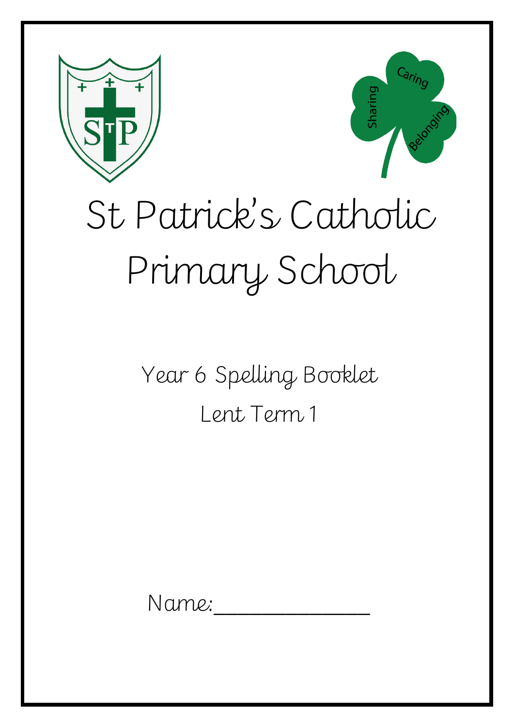# St Patrick's Catholic Primary School

## Year 6 Spelling Booklet

## Lent Term 1

Name:_______________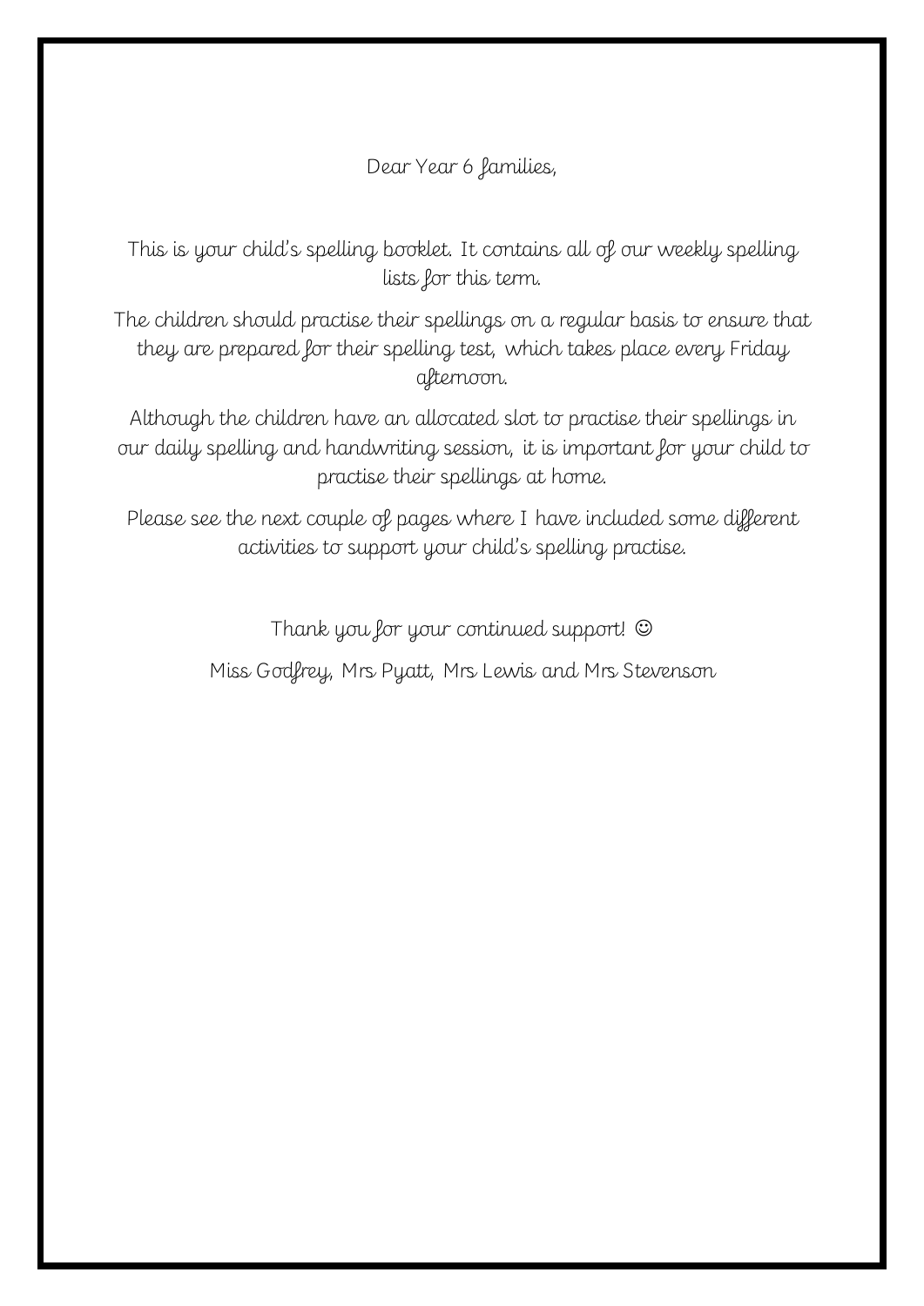Dear Year 6 families,

This is your child's spelling booklet. It contains all of our weekly spelling lists for this term.

The children should practise their spellings on a regular basis to ensure that they are prepared for their spelling test, which takes place every Friday afternoon.

Although the children have an allocated slot to practise their spellings in our daily spelling and handwriting session, it is important for your child to practise their spellings at home.

Please see the next couple of pages where I have included some different activities to support your child's spelling practise.

Thank you for your continued support! ☺

Miss Godfrey, Mrs Pyatt, Mrs Lewis and Mrs Stevenson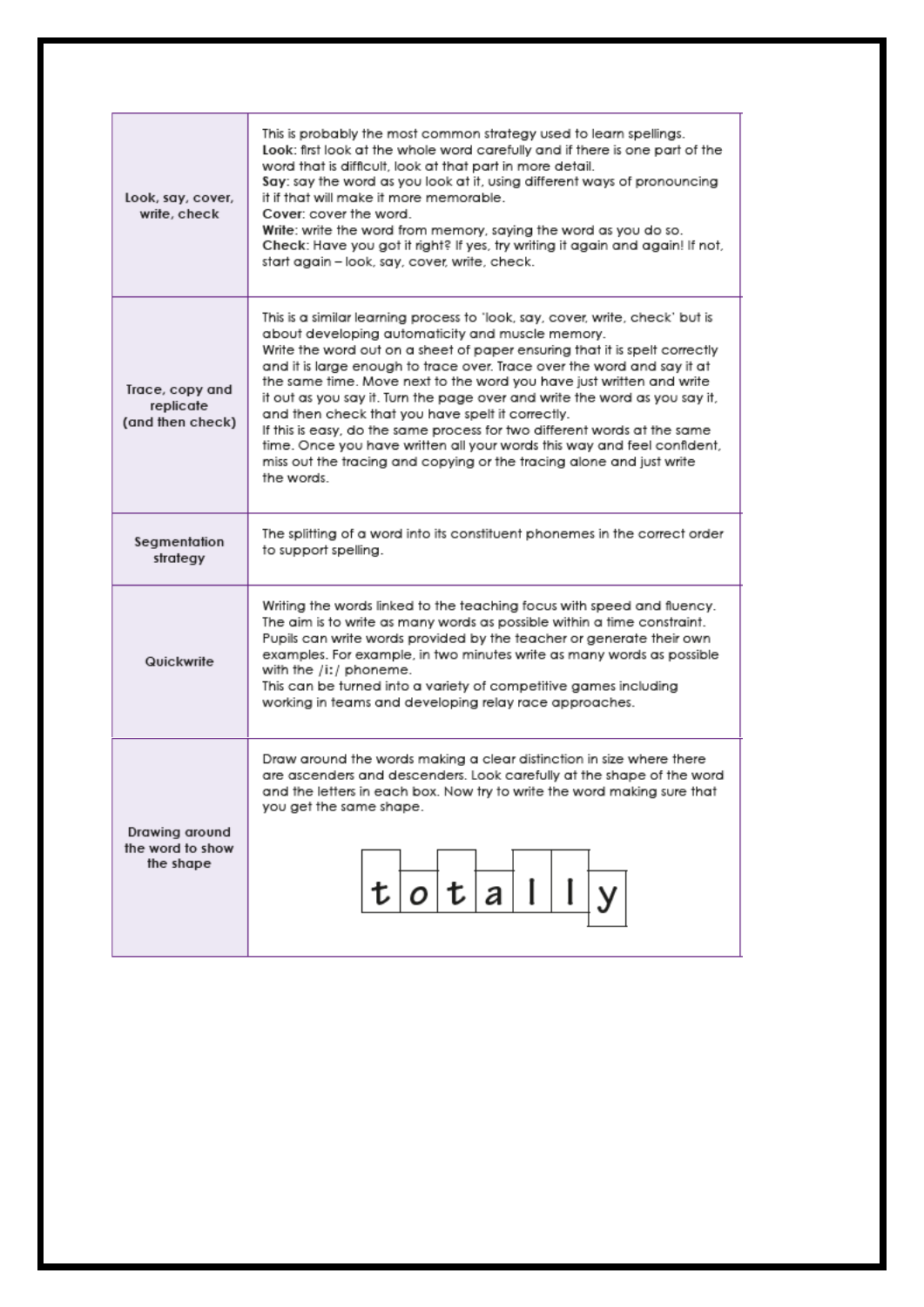| | |
|---|---|
| Look, say, cover, write, check | This is probably the most common strategy used to learn spellings. **Look**: first look at the whole word carefully and if there is one part of the word that is difficult, look at that part in more detail. **Say**: say the word as you look at it, using different ways of pronouncing it if that will make it more memorable. **Cover**: cover the word. **Write**: write the word from memory, saying the word as you do so. **Check**: Have you got it right? If yes, try writing it again and again! If not, start again – look, say, cover, write, check. |
| Trace, copy and replicate (and then check) | This is a similar learning process to 'look, say, cover, write, check' but is about developing automaticity and muscle memory. Write the word out on a sheet of paper ensuring that it is spelt correctly and it is large enough to trace over. Trace over the word and say it at the same time. Move next to the word you have just written and write it out as you say it. Turn the page over and write the word as you say it, and then check that you have spelt it correctly. If this is easy, do the same process for two different words at the same time. Once you have written all your words this way and feel confident, miss out the tracing and copying or the tracing alone and just write the words. |
| Segmentation strategy | The splitting of a word into its constituent phonemes in the correct order to support spelling. |
| Quickwrite | Writing the words linked to the teaching focus with speed and fluency. The aim is to write as many words as possible within a time constraint. Pupils can write words provided by the teacher or generate their own examples. For example, in two minutes write as many words as possible with the /iː/ phoneme. This can be turned into a variety of competitive games including working in teams and developing relay race approaches. |
| Drawing around the word to show the shape | Draw around the words making a clear distinction in size where there are ascenders and descenders. Look carefully at the shape of the word and the letters in each box. Now try to write the word making sure that you get the same shape. t o t a l l y |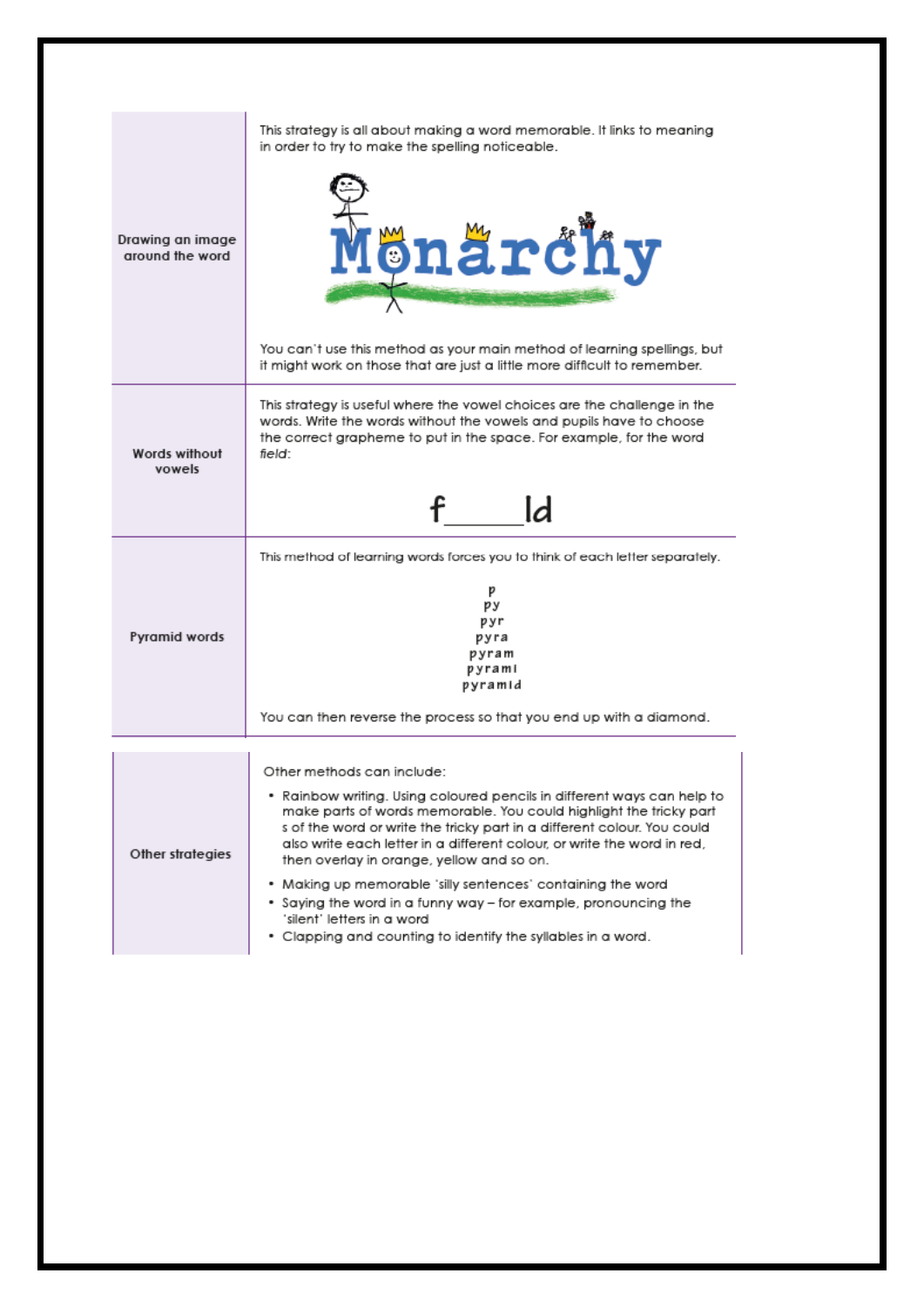| | |
|---|---|
| **Drawing an image around the word** | This strategy is all about making a word memorable. It links to meaning in order to try to make the spelling noticeable.<br><br>Monarchy<br><br>You can't use this method as your main method of learning spellings, but it might work on those that are just a little more difficult to remember. |
| **Words without vowels** | This strategy is useful where the vowel choices are the challenge in the words. Write the words without the vowels and pupils have to choose the correct grapheme to put in the space. For example, for the word *field*:<br><br>f_____ld |
| **Pyramid words** | This method of learning words forces you to think of each letter separately.<br><br>p<br>py<br>pyr<br>pyra<br>pyram<br>pyrami<br>pyramid<br><br>You can then reverse the process so that you end up with a diamond. |

| | |
|---|---|
| **Other strategies** | Other methods can include:<br><br>• Rainbow writing. Using coloured pencils in different ways can help to make parts of words memorable. You could highlight the tricky part s of the word or write the tricky part in a different colour. You could also write each letter in a different colour, or write the word in red, then overlay in orange, yellow and so on.<br>• Making up memorable 'silly sentences' containing the word<br>• Saying the word in a funny way – for example, pronouncing the 'silent' letters in a word<br>• Clapping and counting to identify the syllables in a word. |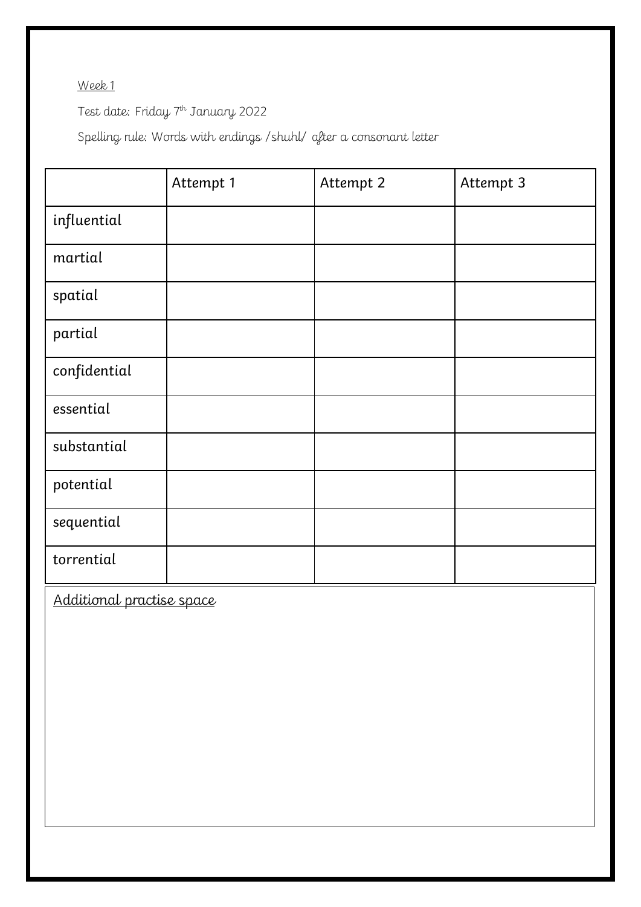Week 1

Test date: Friday 7th January 2022

Spelling rule: Words with endings /shuhl/ after a consonant letter

| | Attempt 1 | Attempt 2 | Attempt 3 |
|---|---|---|---|
| influential | | | |
| martial | | | |
| spatial | | | |
| partial | | | |
| confidential | | | |
| essential | | | |
| substantial | | | |
| potential | | | |
| sequential | | | |
| torrential | | | |

Additional practise space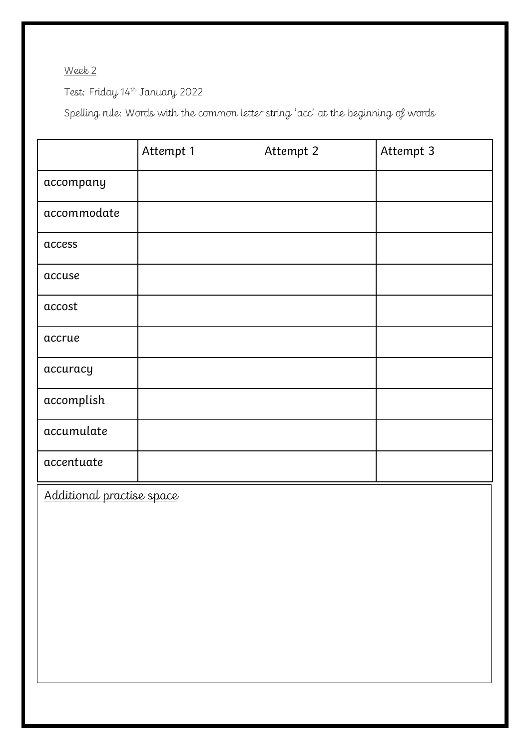Week 2

Test: Friday 14th January 2022

Spelling rule: Words with the common letter string 'acc' at the beginning of words

| | Attempt 1 | Attempt 2 | Attempt 3 |
|---|---|---|---|
| accompany | | | |
| accommodate | | | |
| access | | | |
| accuse | | | |
| accost | | | |
| accrue | | | |
| accuracy | | | |
| accomplish | | | |
| accumulate | | | |
| accentuate | | | |

Additional practise space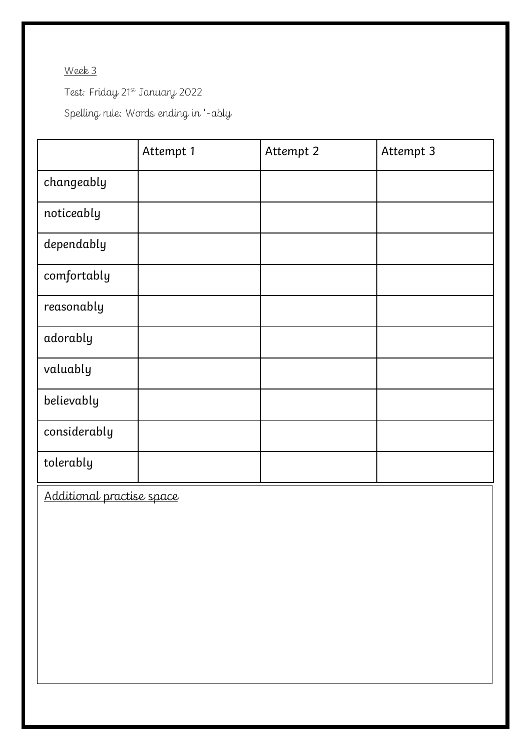Week 3

Test: Friday 21st January 2022

Spelling rule: Words ending in '-ably

| | Attempt 1 | Attempt 2 | Attempt 3 |
|---|---|---|---|
| changeably | | | |
| noticeably | | | |
| dependably | | | |
| comfortably | | | |
| reasonably | | | |
| adorably | | | |
| valuably | | | |
| believably | | | |
| considerably | | | |
| tolerably | | | |

Additional practise space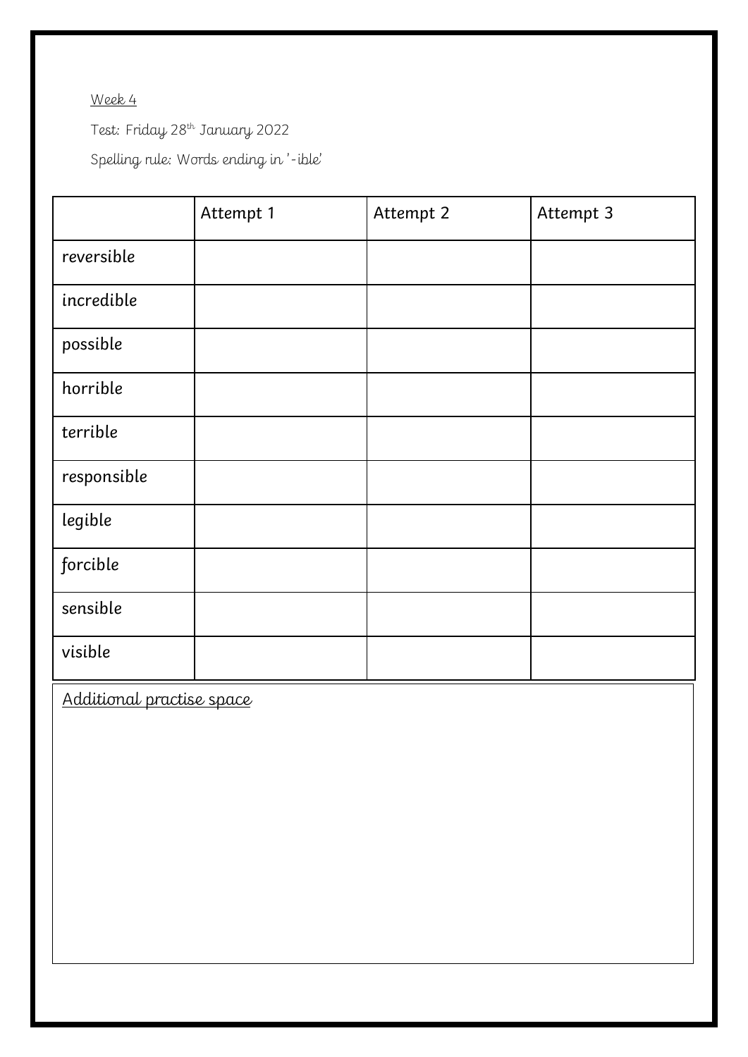Week 4

Test: Friday 28th January 2022

Spelling rule: Words ending in '-ible'

| | Attempt 1 | Attempt 2 | Attempt 3 |
|---|---|---|---|
| reversible | | | |
| incredible | | | |
| possible | | | |
| horrible | | | |
| terrible | | | |
| responsible | | | |
| legible | | | |
| forcible | | | |
| sensible | | | |
| visible | | | |

Additional practise space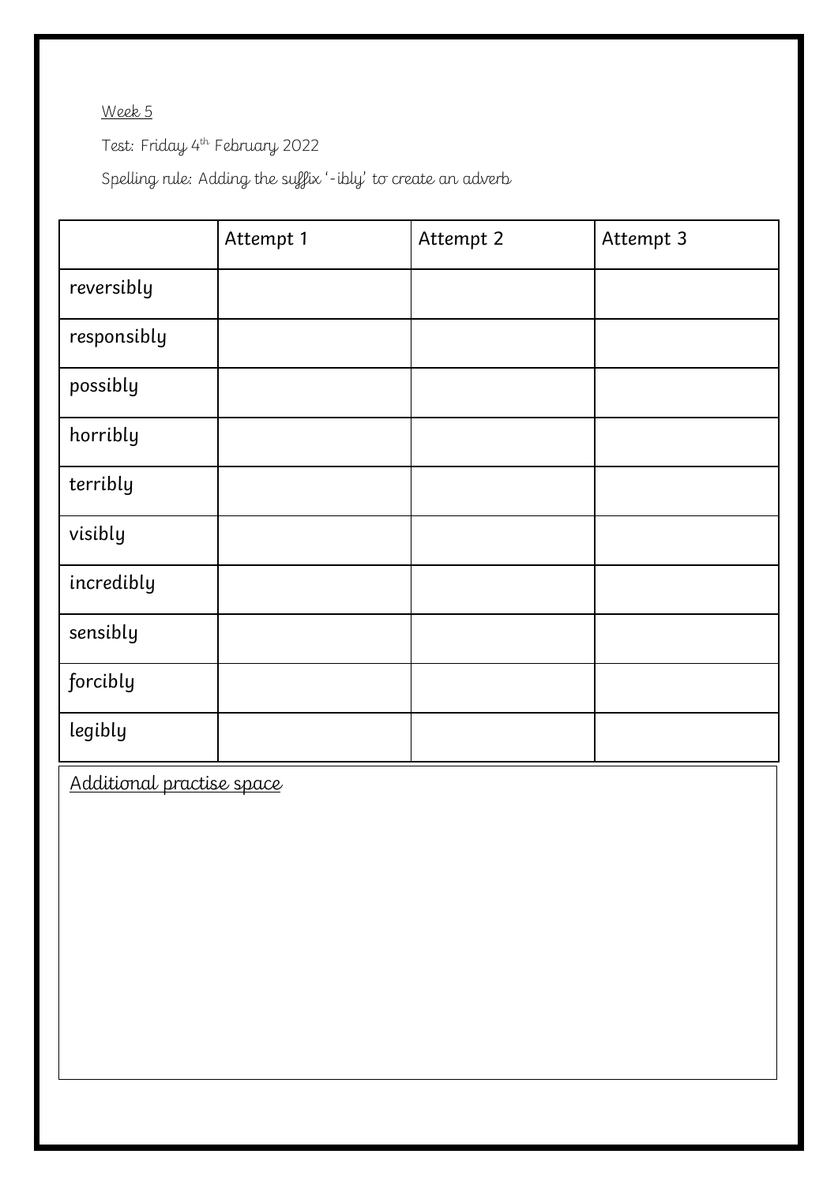Week 5

Test: Friday 4th February 2022

Spelling rule: Adding the suffix '-ibly' to create an adverb

| | Attempt 1 | Attempt 2 | Attempt 3 |
|---|---|---|---|
| reversibly | | | |
| responsibly | | | |
| possibly | | | |
| horribly | | | |
| terribly | | | |
| visibly | | | |
| incredibly | | | |
| sensibly | | | |
| forcibly | | | |
| legibly | | | |

Additional practise space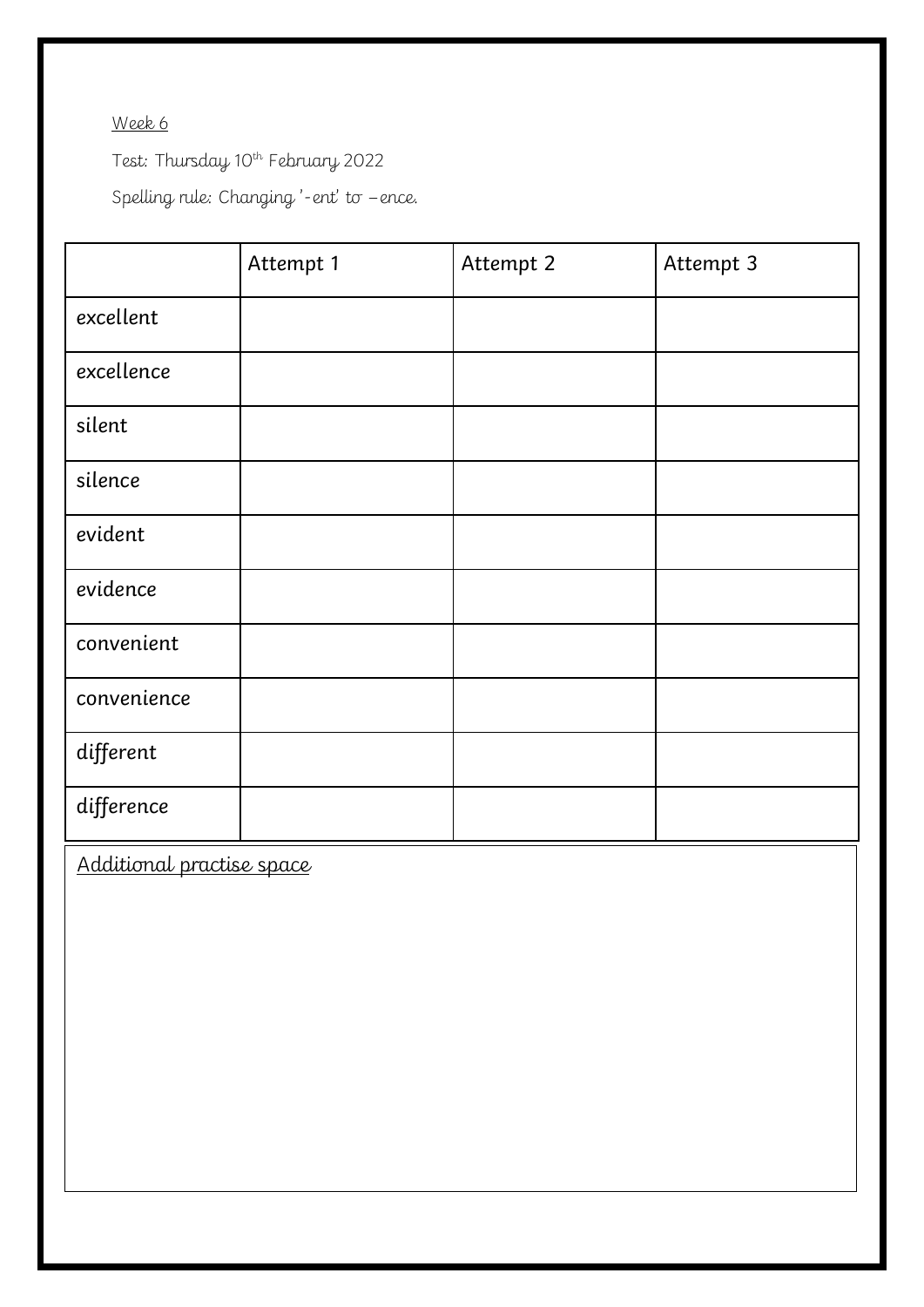Week 6

Test: Thursday 10th February 2022

Spelling rule: Changing '-ent' to –ence.

| | Attempt 1 | Attempt 2 | Attempt 3 |
|---|---|---|---|
| excellent | | | |
| excellence | | | |
| silent | | | |
| silence | | | |
| evident | | | |
| evidence | | | |
| convenient | | | |
| convenience | | | |
| different | | | |
| difference | | | |

Additional practise space